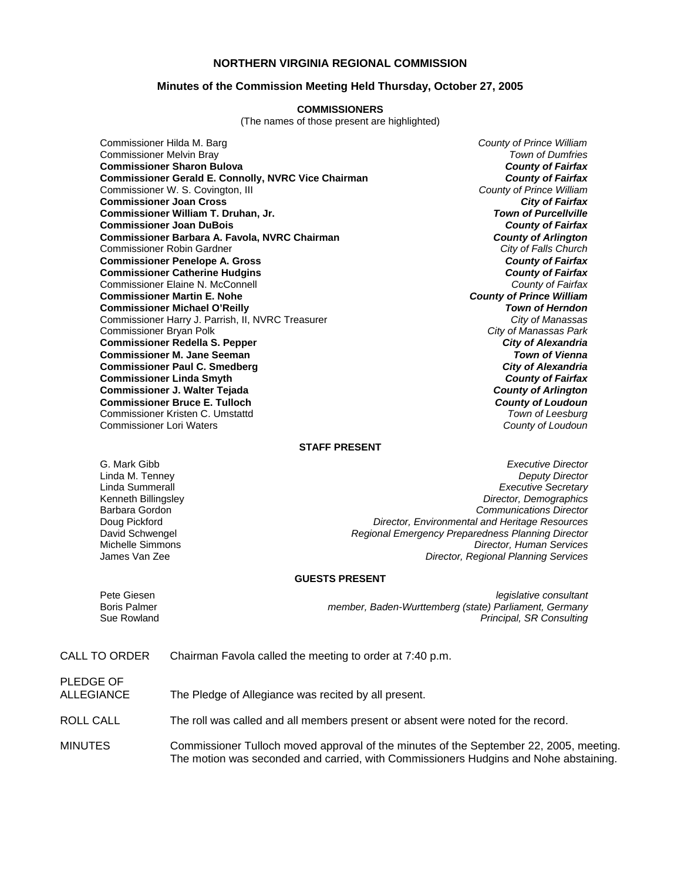# NORTHERN VIRGINIA REGIONAL COMMISSION

## Minutes of the Commission Meeting Held Thursday, October 27, 2005

### COMMISSIONERS

(The names of those present are highlighted)

| Commissioner | Jurisdiction |
|---|---|
| Commissioner Hilda M. Barg | *County of Prince William* |
| Commissioner Melvin Bray | *Town of Dumfries* |
| **Commissioner Sharon Bulova** | ***County of Fairfax*** |
| **Commissioner Gerald E. Connolly, NVRC Vice Chairman** | ***County of Fairfax*** |
| Commissioner W. S. Covington, III | *County of Prince William* |
| **Commissioner Joan Cross** | ***City of Fairfax*** |
| **Commissioner William T. Druhan, Jr.** | ***Town of Purcellville*** |
| **Commissioner Joan DuBois** | ***County of Fairfax*** |
| **Commissioner Barbara A. Favola, NVRC Chairman** | ***County of Arlington*** |
| Commissioner Robin Gardner | *City of Falls Church* |
| **Commissioner Penelope A. Gross** | ***County of Fairfax*** |
| **Commissioner Catherine Hudgins** | ***County of Fairfax*** |
| Commissioner Elaine N. McConnell | *County of Fairfax* |
| **Commissioner Martin E. Nohe** | ***County of Prince William*** |
| **Commissioner Michael O'Reilly** | ***Town of Herndon*** |
| Commissioner Harry J. Parrish, II, NVRC Treasurer | *City of Manassas* |
| Commissioner Bryan Polk | *City of Manassas Park* |
| **Commissioner Redella S. Pepper** | ***City of Alexandria*** |
| **Commissioner M. Jane Seeman** | ***Town of Vienna*** |
| **Commissioner Paul C. Smedberg** | ***City of Alexandria*** |
| **Commissioner Linda Smyth** | ***County of Fairfax*** |
| **Commissioner J. Walter Tejada** | ***County of Arlington*** |
| **Commissioner Bruce E. Tulloch** | ***County of Loudoun*** |
| Commissioner Kristen C. Umstattd | *Town of Leesburg* |
| Commissioner Lori Waters | *County of Loudoun* |

### STAFF PRESENT

| Name | Title |
|---|---|
| G. Mark Gibb | *Executive Director* |
| Linda M. Tenney | *Deputy Director* |
| Linda Summerall | *Executive Secretary* |
| Kenneth Billingsley | *Director, Demographics* |
| Barbara Gordon | *Communications Director* |
| Doug Pickford | *Director, Environmental and Heritage Resources* |
| David Schwengel | *Regional Emergency Preparedness Planning Director* |
| Michelle Simmons | *Director, Human Services* |
| James Van Zee | *Director, Regional Planning Services* |

### GUESTS PRESENT

| Name | Affiliation |
|---|---|
| Pete Giesen | *legislative consultant* |
| Boris Palmer | *member, Baden-Wurttemberg (state) Parliament, Germany* |
| Sue Rowland | *Principal, SR Consulting* |

CALL TO ORDER — Chairman Favola called the meeting to order at 7:40 p.m.

PLEDGE OF ALLEGIANCE — The Pledge of Allegiance was recited by all present.

ROLL CALL — The roll was called and all members present or absent were noted for the record.

MINUTES — Commissioner Tulloch moved approval of the minutes of the September 22, 2005, meeting. The motion was seconded and carried, with Commissioners Hudgins and Nohe abstaining.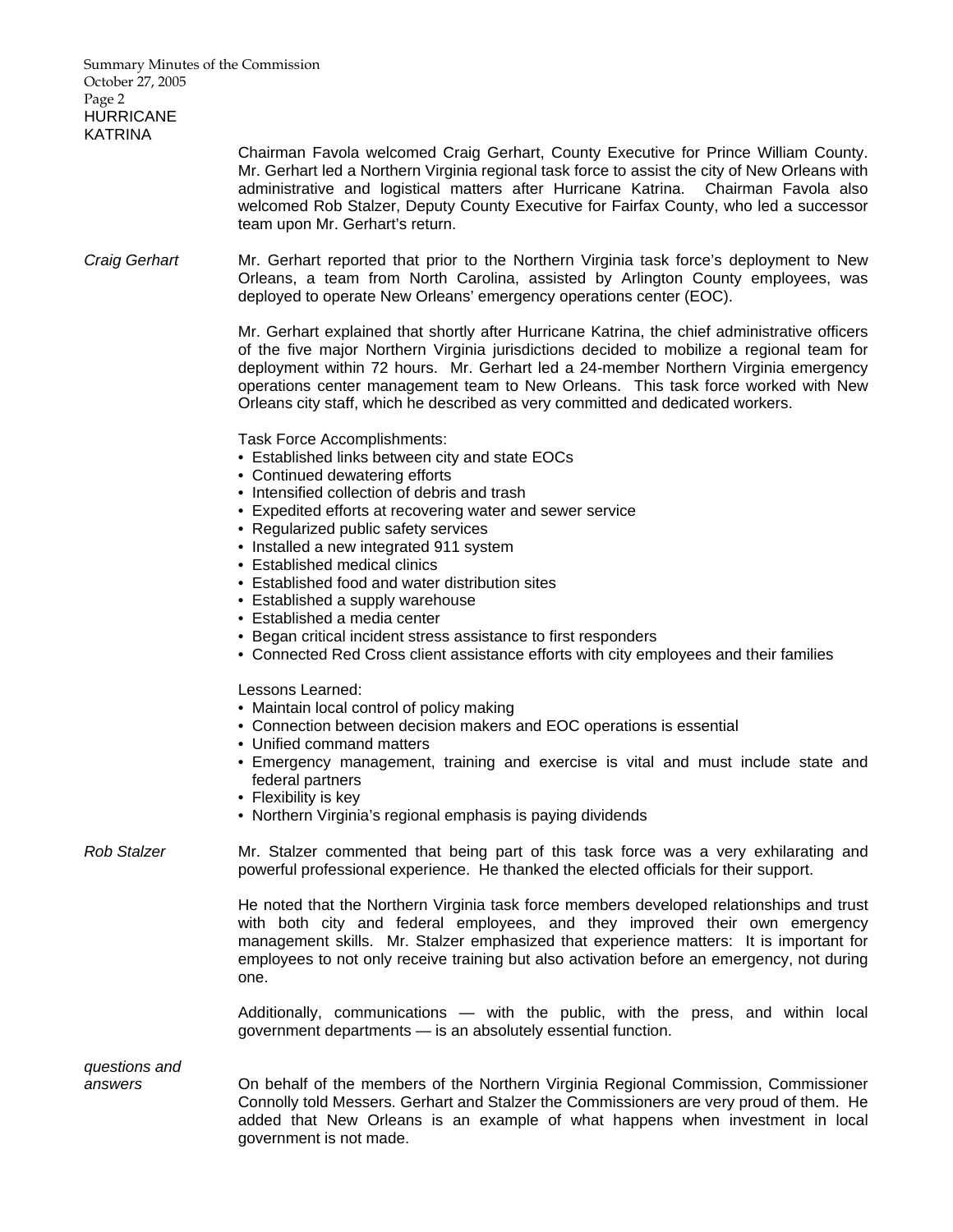## HURRICANE KATRINA

Chairman Favola welcomed Craig Gerhart, County Executive for Prince William County. Mr. Gerhart led a Northern Virginia regional task force to assist the city of New Orleans with administrative and logistical matters after Hurricane Katrina. Chairman Favola also welcomed Rob Stalzer, Deputy County Executive for Fairfax County, who led a successor team upon Mr. Gerhart's return.

*Craig Gerhart*

Mr. Gerhart reported that prior to the Northern Virginia task force's deployment to New Orleans, a team from North Carolina, assisted by Arlington County employees, was deployed to operate New Orleans' emergency operations center (EOC).

Mr. Gerhart explained that shortly after Hurricane Katrina, the chief administrative officers of the five major Northern Virginia jurisdictions decided to mobilize a regional team for deployment within 72 hours. Mr. Gerhart led a 24-member Northern Virginia emergency operations center management team to New Orleans. This task force worked with New Orleans city staff, which he described as very committed and dedicated workers.

Task Force Accomplishments:

- Established links between city and state EOCs
- Continued dewatering efforts
- Intensified collection of debris and trash
- Expedited efforts at recovering water and sewer service
- Regularized public safety services
- Installed a new integrated 911 system
- Established medical clinics
- Established food and water distribution sites
- Established a supply warehouse
- Established a media center
- Began critical incident stress assistance to first responders
- Connected Red Cross client assistance efforts with city employees and their families

Lessons Learned:

- Maintain local control of policy making
- Connection between decision makers and EOC operations is essential
- Unified command matters
- Emergency management, training and exercise is vital and must include state and federal partners
- Flexibility is key
- Northern Virginia's regional emphasis is paying dividends

*Rob Stalzer*

Mr. Stalzer commented that being part of this task force was a very exhilarating and powerful professional experience. He thanked the elected officials for their support.

He noted that the Northern Virginia task force members developed relationships and trust with both city and federal employees, and they improved their own emergency management skills. Mr. Stalzer emphasized that experience matters: It is important for employees to not only receive training but also activation before an emergency, not during one.

Additionally, communications — with the public, with the press, and within local government departments — is an absolutely essential function.

*questions and answers*

On behalf of the members of the Northern Virginia Regional Commission, Commissioner Connolly told Messers. Gerhart and Stalzer the Commissioners are very proud of them. He added that New Orleans is an example of what happens when investment in local government is not made.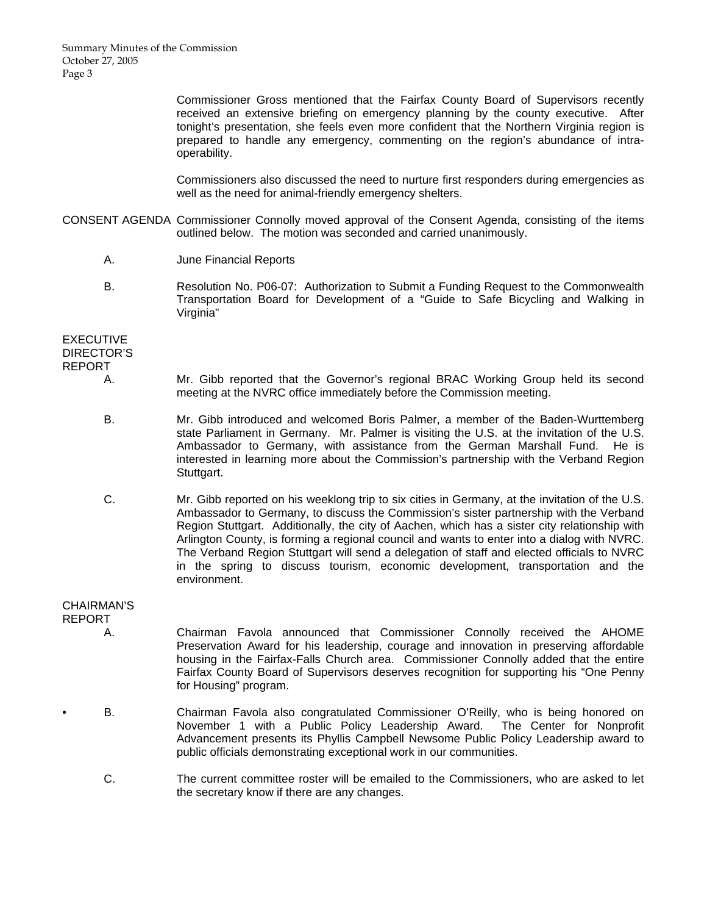Commissioner Gross mentioned that the Fairfax County Board of Supervisors recently received an extensive briefing on emergency planning by the county executive. After tonight's presentation, she feels even more confident that the Northern Virginia region is prepared to handle any emergency, commenting on the region's abundance of intra-operability.

Commissioners also discussed the need to nurture first responders during emergencies as well as the need for animal-friendly emergency shelters.

**CONSENT AGENDA** Commissioner Connolly moved approval of the Consent Agenda, consisting of the items outlined below. The motion was seconded and carried unanimously.

A. June Financial Reports

B. Resolution No. P06-07: Authorization to Submit a Funding Request to the Commonwealth Transportation Board for Development of a "Guide to Safe Bicycling and Walking in Virginia"

**EXECUTIVE DIRECTOR'S REPORT**

A. Mr. Gibb reported that the Governor's regional BRAC Working Group held its second meeting at the NVRC office immediately before the Commission meeting.

B. Mr. Gibb introduced and welcomed Boris Palmer, a member of the Baden-Wurttemberg state Parliament in Germany. Mr. Palmer is visiting the U.S. at the invitation of the U.S. Ambassador to Germany, with assistance from the German Marshall Fund. He is interested in learning more about the Commission's partnership with the Verband Region Stuttgart.

C. Mr. Gibb reported on his weeklong trip to six cities in Germany, at the invitation of the U.S. Ambassador to Germany, to discuss the Commission's sister partnership with the Verband Region Stuttgart. Additionally, the city of Aachen, which has a sister city relationship with Arlington County, is forming a regional council and wants to enter into a dialog with NVRC. The Verband Region Stuttgart will send a delegation of staff and elected officials to NVRC in the spring to discuss tourism, economic development, transportation and the environment.

**CHAIRMAN'S REPORT**

A. Chairman Favola announced that Commissioner Connolly received the AHOME Preservation Award for his leadership, courage and innovation in preserving affordable housing in the Fairfax-Falls Church area. Commissioner Connolly added that the entire Fairfax County Board of Supervisors deserves recognition for supporting his "One Penny for Housing" program.

B. Chairman Favola also congratulated Commissioner O'Reilly, who is being honored on November 1 with a Public Policy Leadership Award. The Center for Nonprofit Advancement presents its Phyllis Campbell Newsome Public Policy Leadership award to public officials demonstrating exceptional work in our communities.

C. The current committee roster will be emailed to the Commissioners, who are asked to let the secretary know if there are any changes.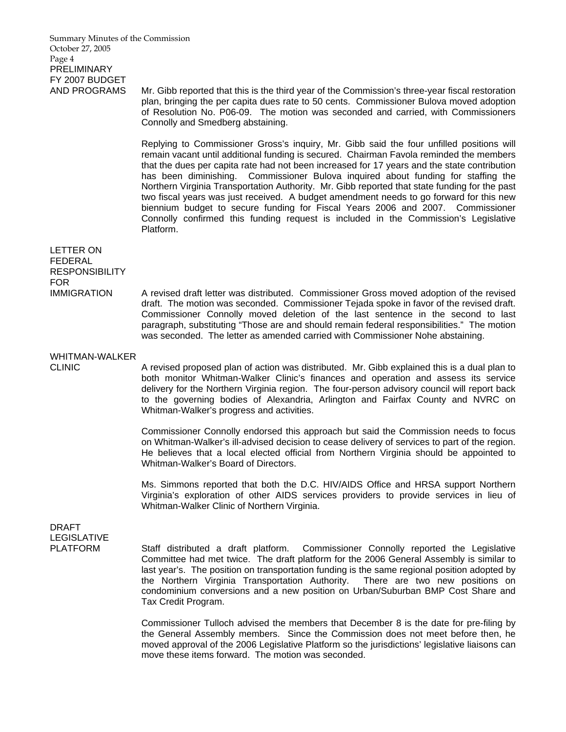**PRELIMINARY FY 2007 BUDGET AND PROGRAMS**

Mr. Gibb reported that this is the third year of the Commission's three-year fiscal restoration plan, bringing the per capita dues rate to 50 cents. Commissioner Bulova moved adoption of Resolution No. P06-09. The motion was seconded and carried, with Commissioners Connolly and Smedberg abstaining.

Replying to Commissioner Gross's inquiry, Mr. Gibb said the four unfilled positions will remain vacant until additional funding is secured. Chairman Favola reminded the members that the dues per capita rate had not been increased for 17 years and the state contribution has been diminishing. Commissioner Bulova inquired about funding for staffing the Northern Virginia Transportation Authority. Mr. Gibb reported that state funding for the past two fiscal years was just received. A budget amendment needs to go forward for this new biennium budget to secure funding for Fiscal Years 2006 and 2007. Commissioner Connolly confirmed this funding request is included in the Commission's Legislative Platform.

**LETTER ON FEDERAL RESPONSIBILITY FOR IMMIGRATION**

A revised draft letter was distributed. Commissioner Gross moved adoption of the revised draft. The motion was seconded. Commissioner Tejada spoke in favor of the revised draft. Commissioner Connolly moved deletion of the last sentence in the second to last paragraph, substituting "Those are and should remain federal responsibilities." The motion was seconded. The letter as amended carried with Commissioner Nohe abstaining.

**WHITMAN-WALKER CLINIC**

A revised proposed plan of action was distributed. Mr. Gibb explained this is a dual plan to both monitor Whitman-Walker Clinic's finances and operation and assess its service delivery for the Northern Virginia region. The four-person advisory council will report back to the governing bodies of Alexandria, Arlington and Fairfax County and NVRC on Whitman-Walker's progress and activities.

Commissioner Connolly endorsed this approach but said the Commission needs to focus on Whitman-Walker's ill-advised decision to cease delivery of services to part of the region. He believes that a local elected official from Northern Virginia should be appointed to Whitman-Walker's Board of Directors.

Ms. Simmons reported that both the D.C. HIV/AIDS Office and HRSA support Northern Virginia's exploration of other AIDS services providers to provide services in lieu of Whitman-Walker Clinic of Northern Virginia.

**DRAFT LEGISLATIVE PLATFORM**

Staff distributed a draft platform. Commissioner Connolly reported the Legislative Committee had met twice. The draft platform for the 2006 General Assembly is similar to last year's. The position on transportation funding is the same regional position adopted by the Northern Virginia Transportation Authority. There are two new positions on condominium conversions and a new position on Urban/Suburban BMP Cost Share and Tax Credit Program.

Commissioner Tulloch advised the members that December 8 is the date for pre-filing by the General Assembly members. Since the Commission does not meet before then, he moved approval of the 2006 Legislative Platform so the jurisdictions' legislative liaisons can move these items forward. The motion was seconded.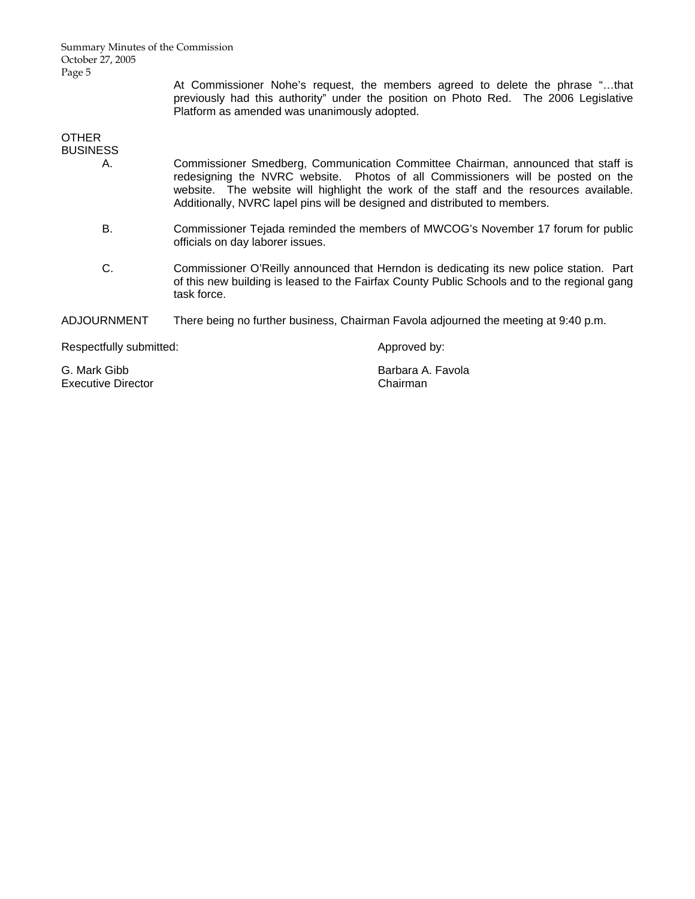At Commissioner Nohe's request, the members agreed to delete the phrase "…that previously had this authority" under the position on Photo Red. The 2006 Legislative Platform as amended was unanimously adopted.

**OTHER BUSINESS**

A. Commissioner Smedberg, Communication Committee Chairman, announced that staff is redesigning the NVRC website. Photos of all Commissioners will be posted on the website. The website will highlight the work of the staff and the resources available. Additionally, NVRC lapel pins will be designed and distributed to members.

B. Commissioner Tejada reminded the members of MWCOG's November 17 forum for public officials on day laborer issues.

C. Commissioner O'Reilly announced that Herndon is dedicating its new police station. Part of this new building is leased to the Fairfax County Public Schools and to the regional gang task force.

**ADJOURNMENT** There being no further business, Chairman Favola adjourned the meeting at 9:40 p.m.

Respectfully submitted:

G. Mark Gibb
Executive Director

Approved by:

Barbara A. Favola
Chairman